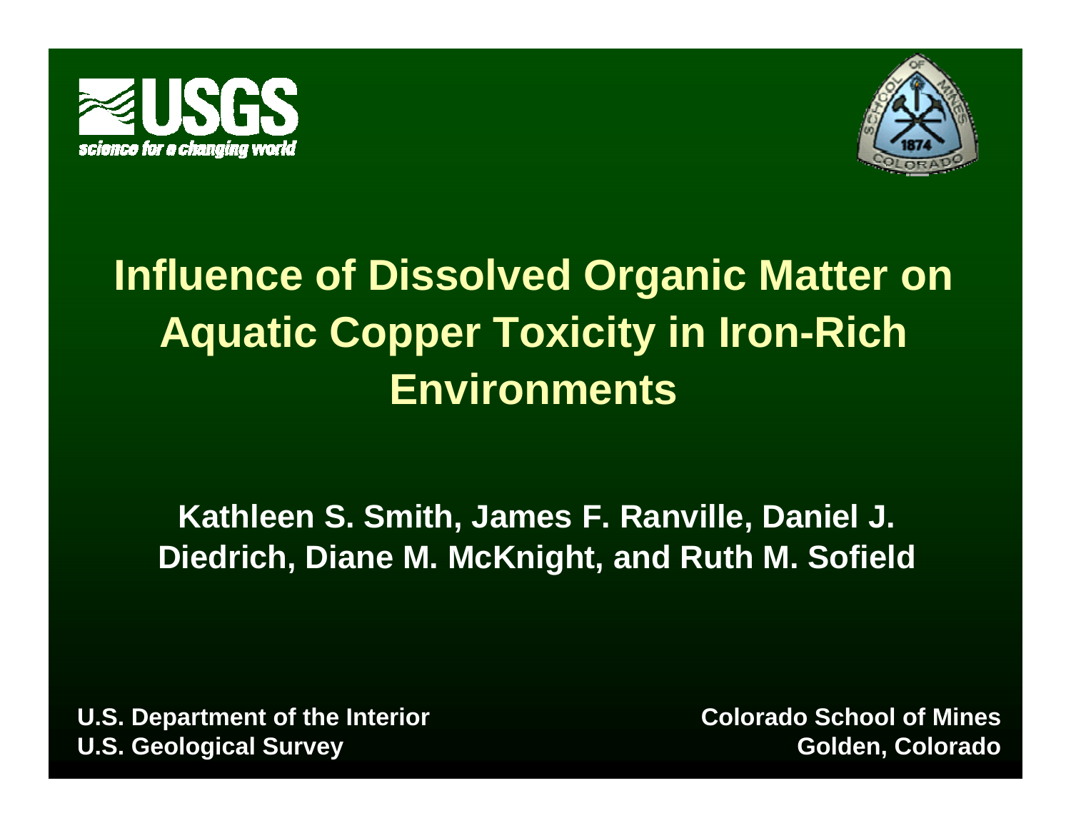# Influence of Dissolved Organic Matter on Aquatic Copper Toxicity in Iron-Rich Environments

**Kathleen S. Smith, James F. Ranville, Daniel J. Diedrich, Diane M. McKnight, and Ruth M. Sofield**

**U.S. Department of the Interior**
**U.S. Geological Survey**

**Colorado School of Mines**
**Golden, Colorado**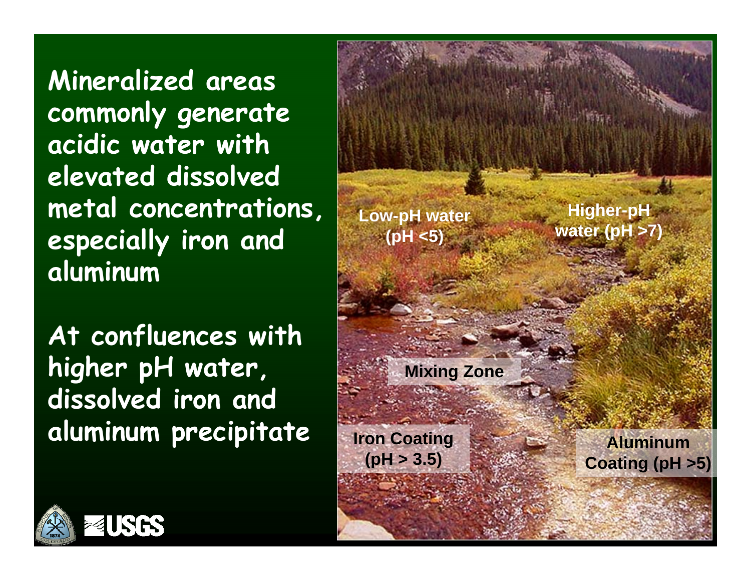Mineralized areas commonly generate acidic water with elevated dissolved metal concentrations, especially iron and aluminum

At confluences with higher pH water, dissolved iron and aluminum precipitate

Low-pH water (pH <5)

Higher-pH water (pH >7)

Mixing Zone

Iron Coating (pH > 3.5)

Aluminum Coating (pH >5)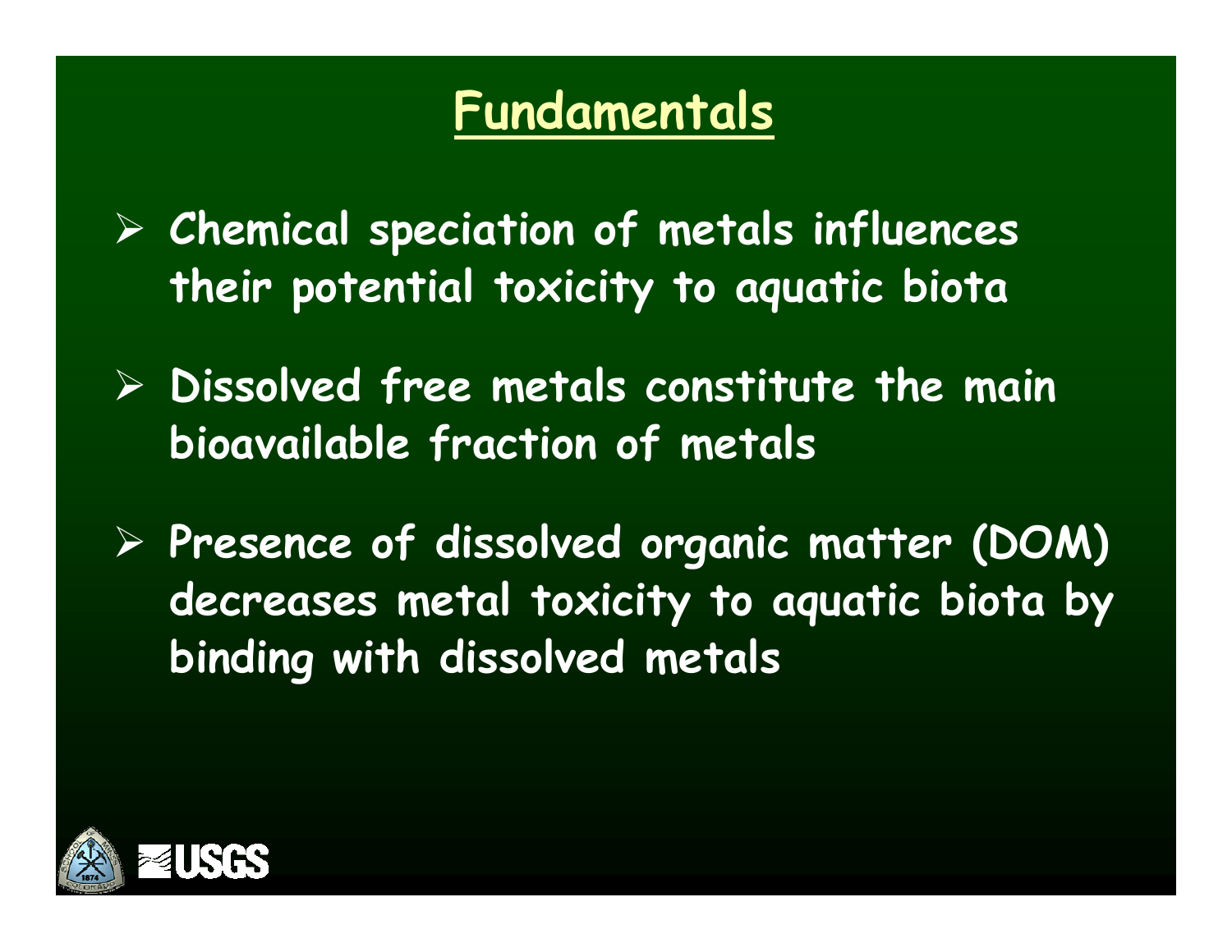# Fundamentals

- Chemical speciation of metals influences their potential toxicity to aquatic biota
- Dissolved free metals constitute the main bioavailable fraction of metals
- Presence of dissolved organic matter (DOM) decreases metal toxicity to aquatic biota by binding with dissolved metals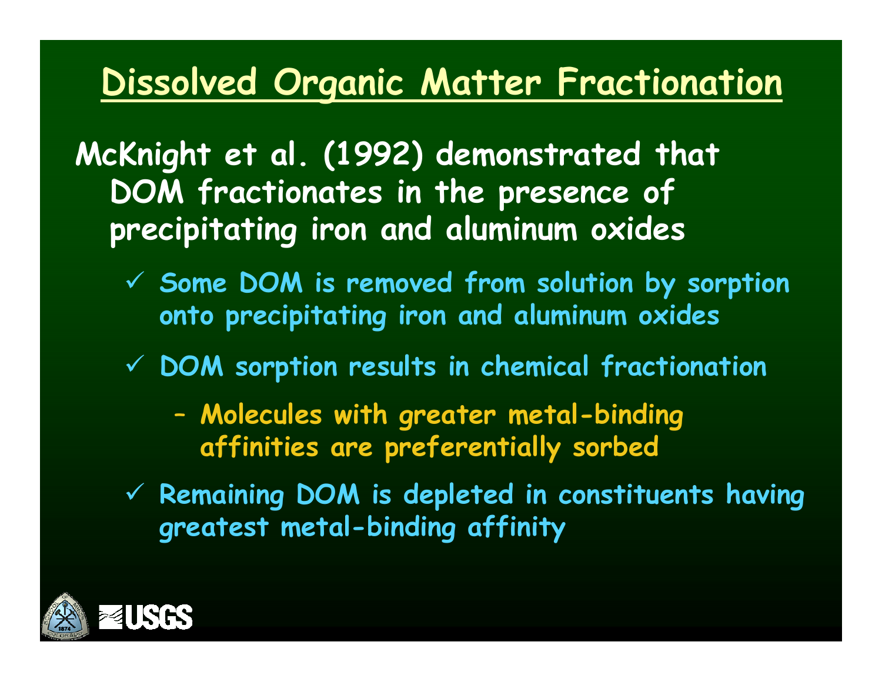# Dissolved Organic Matter Fractionation

McKnight et al. (1992) demonstrated that DOM fractionates in the presence of precipitating iron and aluminum oxides

- ✓ Some DOM is removed from solution by sorption onto precipitating iron and aluminum oxides
- ✓ DOM sorption results in chemical fractionation
  - – Molecules with greater metal-binding affinities are preferentially sorbed
- ✓ Remaining DOM is depleted in constituents having greatest metal-binding affinity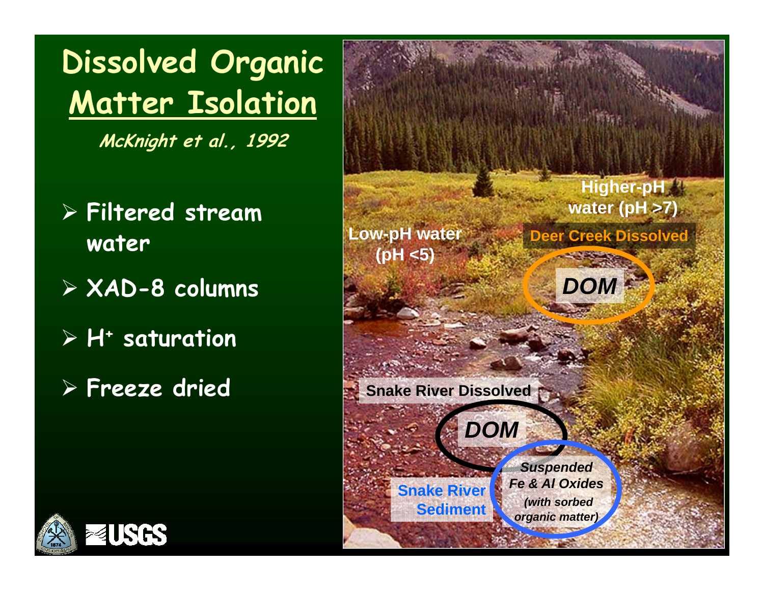# Dissolved Organic Matter Isolation

*McKnight et al., 1992*

- Filtered stream water
- XAD-8 columns
- $H^+$ saturation
- Freeze dried

Low-pH water (pH <5)

Higher-pH water (pH >7)

Deer Creek Dissolved

*DOM*

Snake River Dissolved

*DOM*

Snake River Sediment

*Suspended Fe & Al Oxides*

*(with sorbed organic matter)*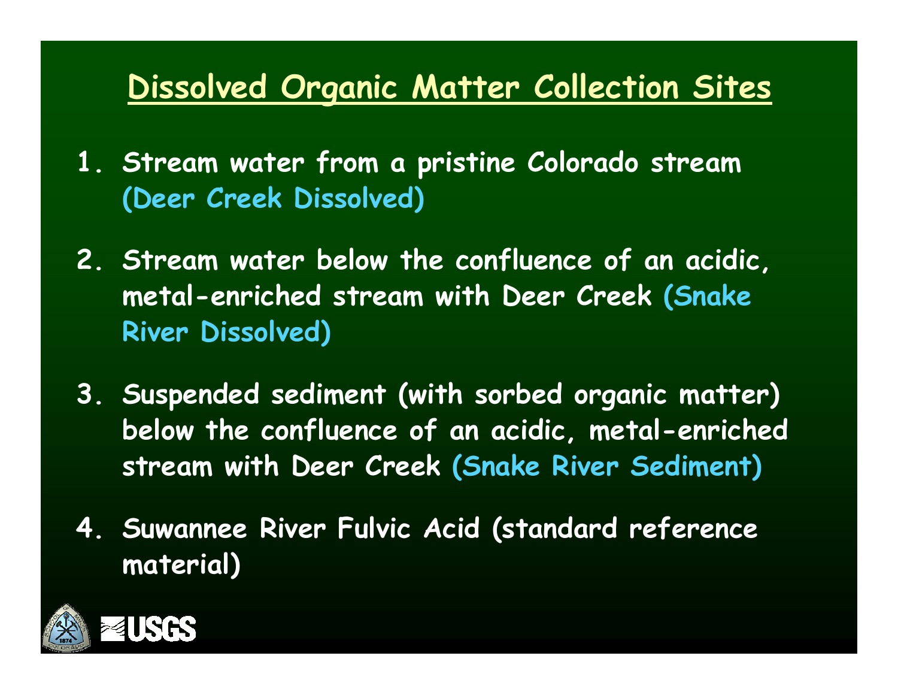# Dissolved Organic Matter Collection Sites

1. Stream water from a pristine Colorado stream (Deer Creek Dissolved)
2. Stream water below the confluence of an acidic, metal-enriched stream with Deer Creek (Snake River Dissolved)
3. Suspended sediment (with sorbed organic matter) below the confluence of an acidic, metal-enriched stream with Deer Creek (Snake River Sediment)
4. Suwannee River Fulvic Acid (standard reference material)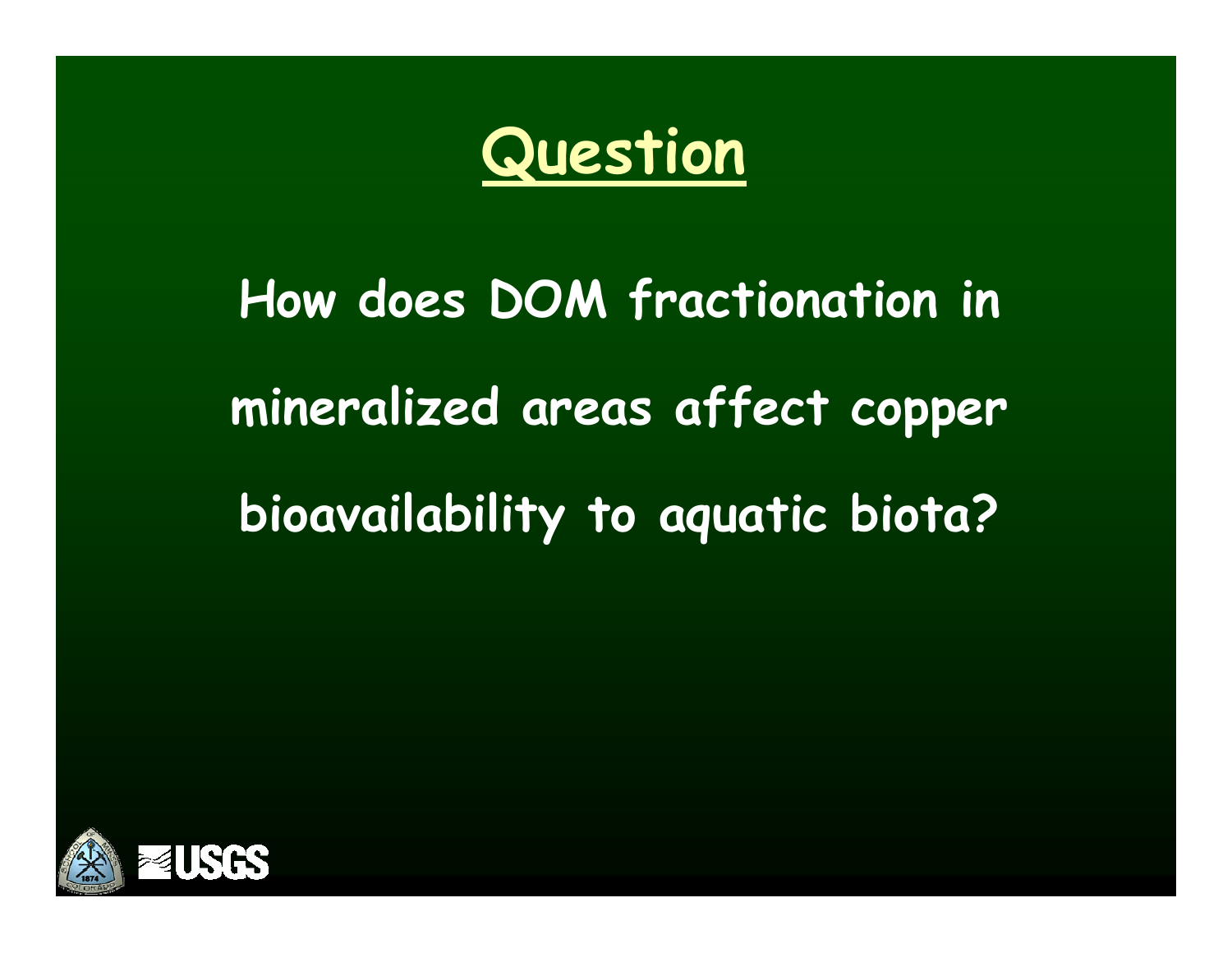# Question

**How does DOM fractionation in mineralized areas affect copper bioavailability to aquatic biota?**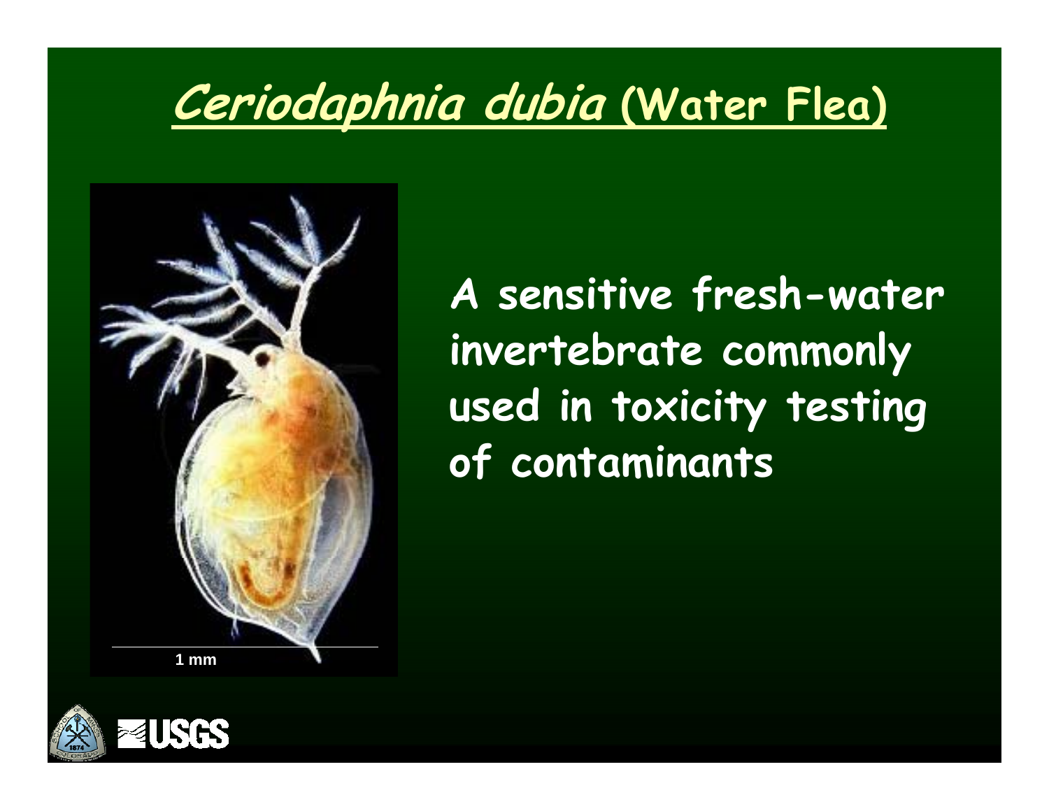# *Ceriodaphnia dubia* (Water Flea)

A sensitive fresh-water invertebrate commonly used in toxicity testing of contaminants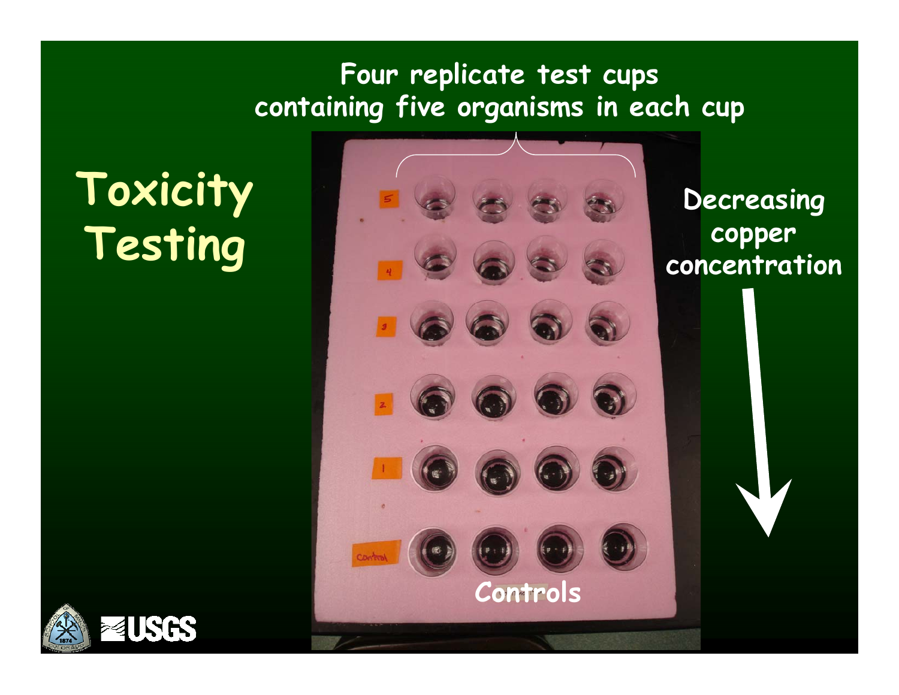# Toxicity Testing

Four replicate test cups containing five organisms in each cup

Decreasing copper concentration

Controls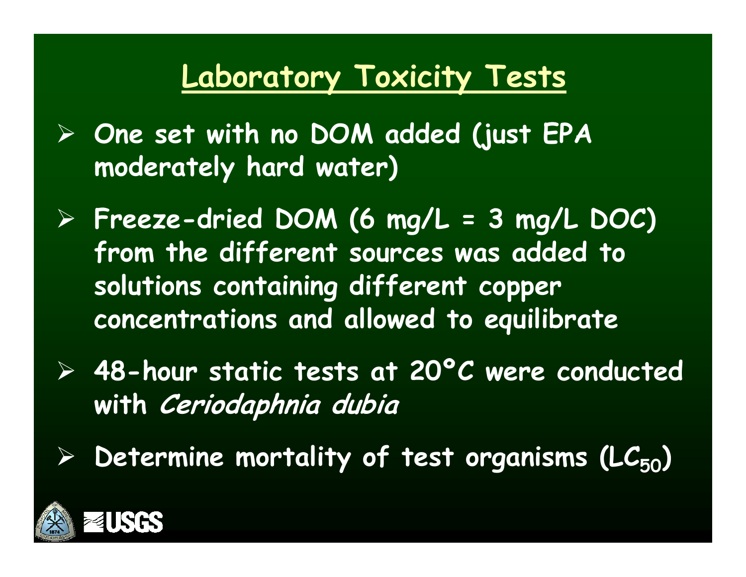# Laboratory Toxicity Tests

- **One set with no DOM added (just EPA moderately hard water)**
- **Freeze-dried DOM (6 mg/L = 3 mg/L DOC) from the different sources was added to solutions containing different copper concentrations and allowed to equilibrate**
- **48-hour static tests at 20°C were conducted with *Ceriodaphnia dubia***
- **Determine mortality of test organisms ($LC_{50}$)**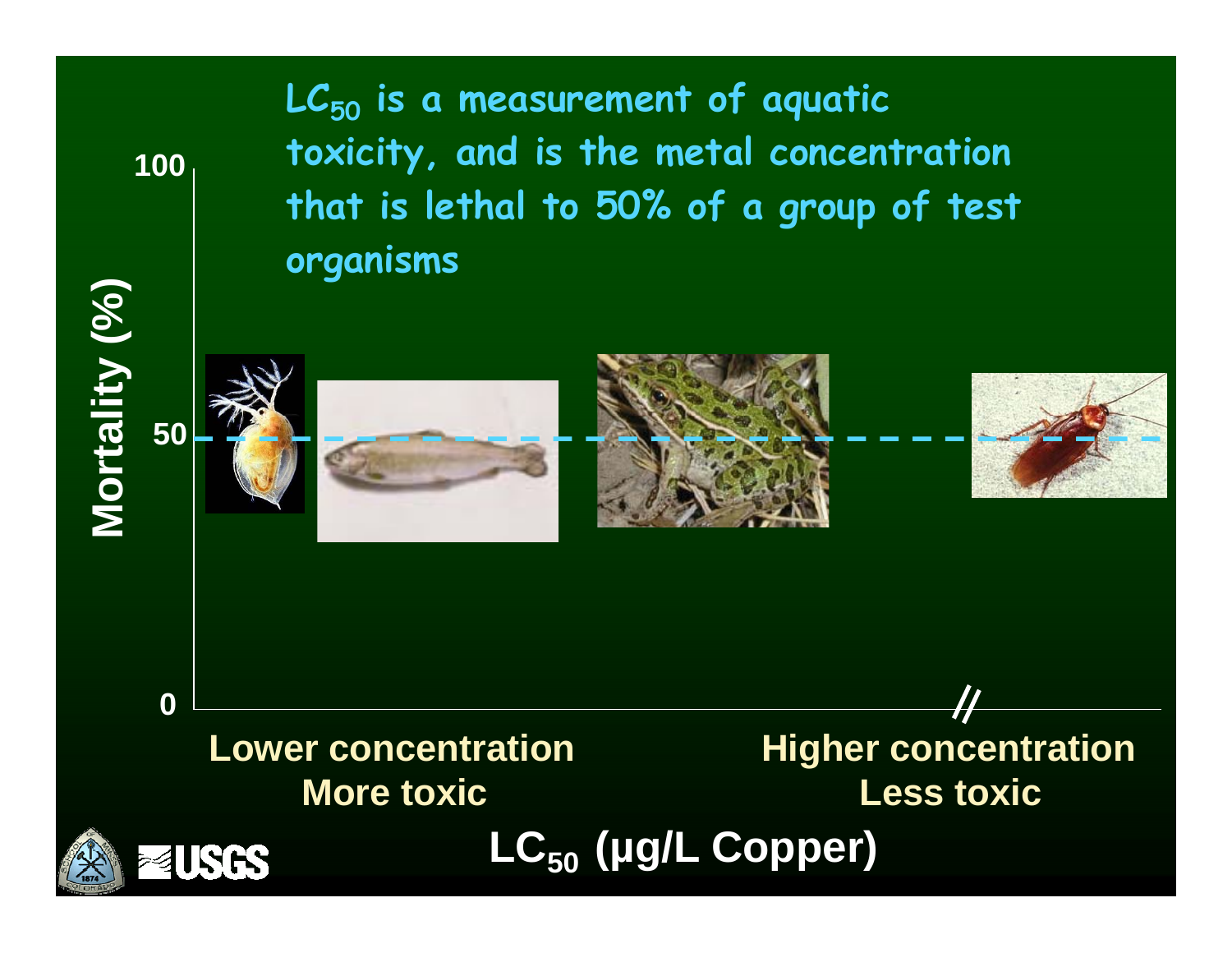$LC_{50}$ is a measurement of aquatic toxicity, and is the metal concentration that is lethal to 50% of a group of test organisms

Mortality (%)

100

50

0

Lower concentration
More toxic

Higher concentration
Less toxic

$LC_{50}$ (µg/L Copper)

USGS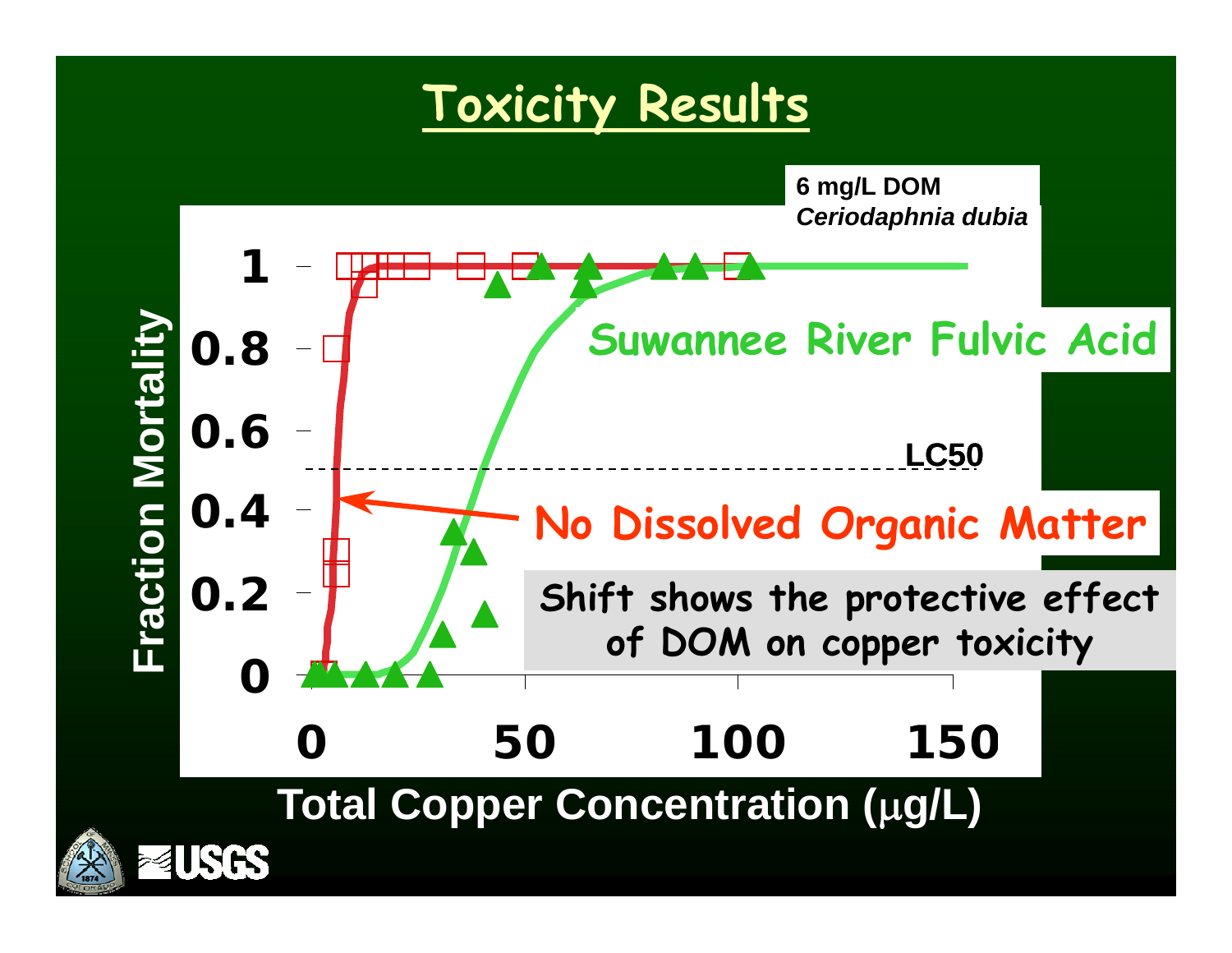# Toxicity Results

6 mg/L DOM
*Ceriodaphnia dubia*

Fraction Mortality

1
0.8
0.6
0.4
0.2
0

0 50 100 150

Total Copper Concentration (μg/L)

LC50

Suwannee River Fulvic Acid

No Dissolved Organic Matter

Shift shows the protective effect of DOM on copper toxicity

USGS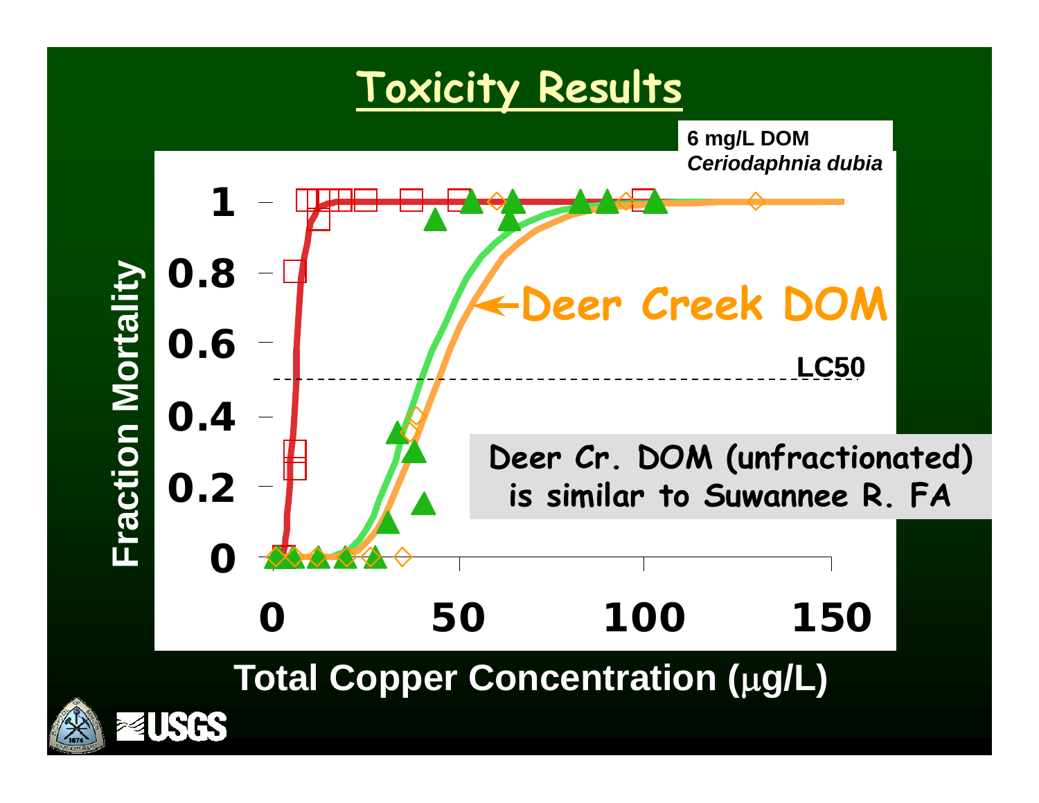# Toxicity Results

6 mg/L DOM
*Ceriodaphnia dubia*

Fraction Mortality

1
0.8
0.6
0.4
0.2
0

0 50 100 150

Total Copper Concentration (μg/L)

Deer Creek DOM

LC50

Deer Cr. DOM (unfractionated) is similar to Suwannee R. FA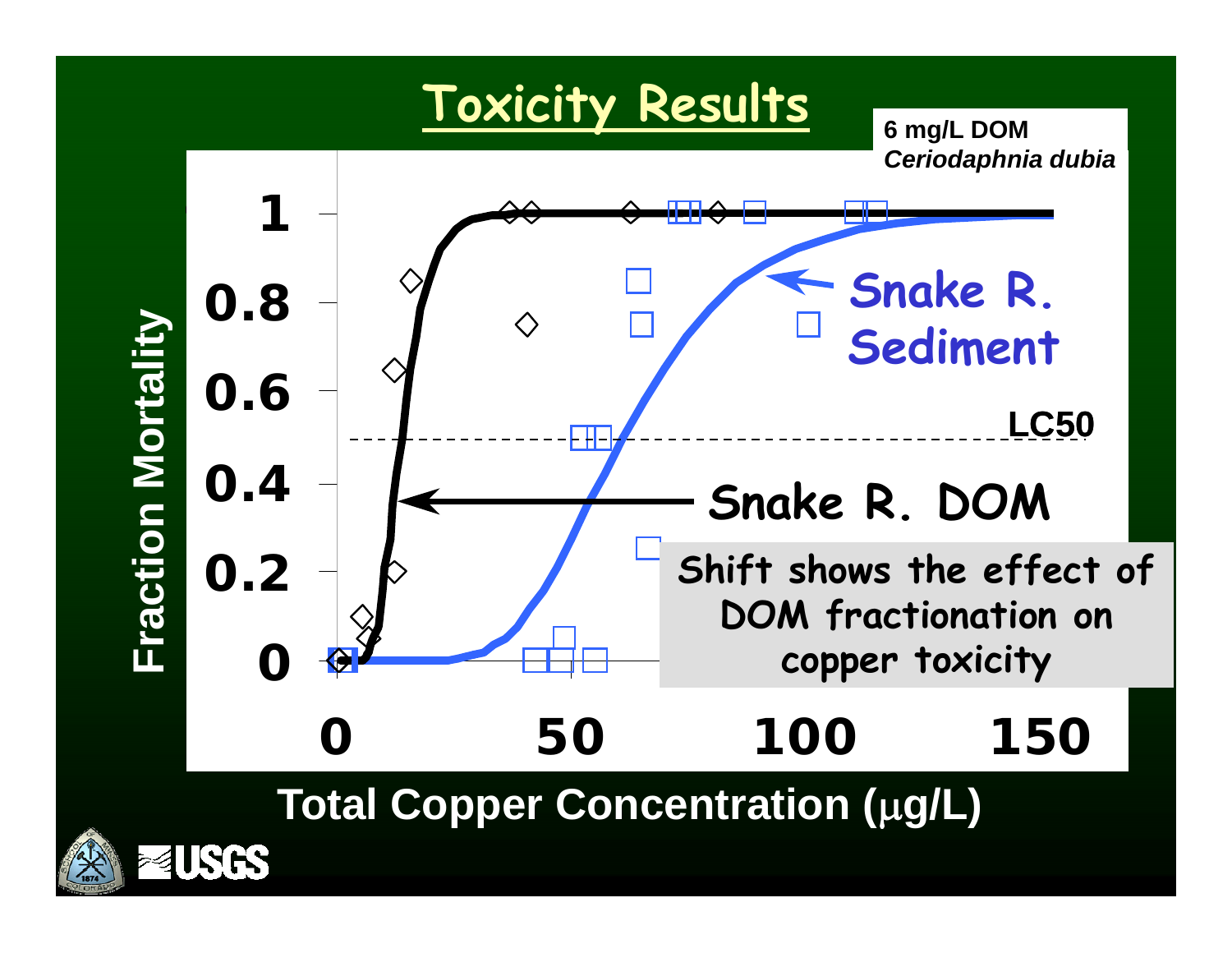# Toxicity Results

**6 mg/L DOM**
***Ceriodaphnia dubia***

Fraction Mortality

Total Copper Concentration (μg/L)

LC50

Snake R. Sediment

Snake R. DOM

Shift shows the effect of DOM fractionation on copper toxicity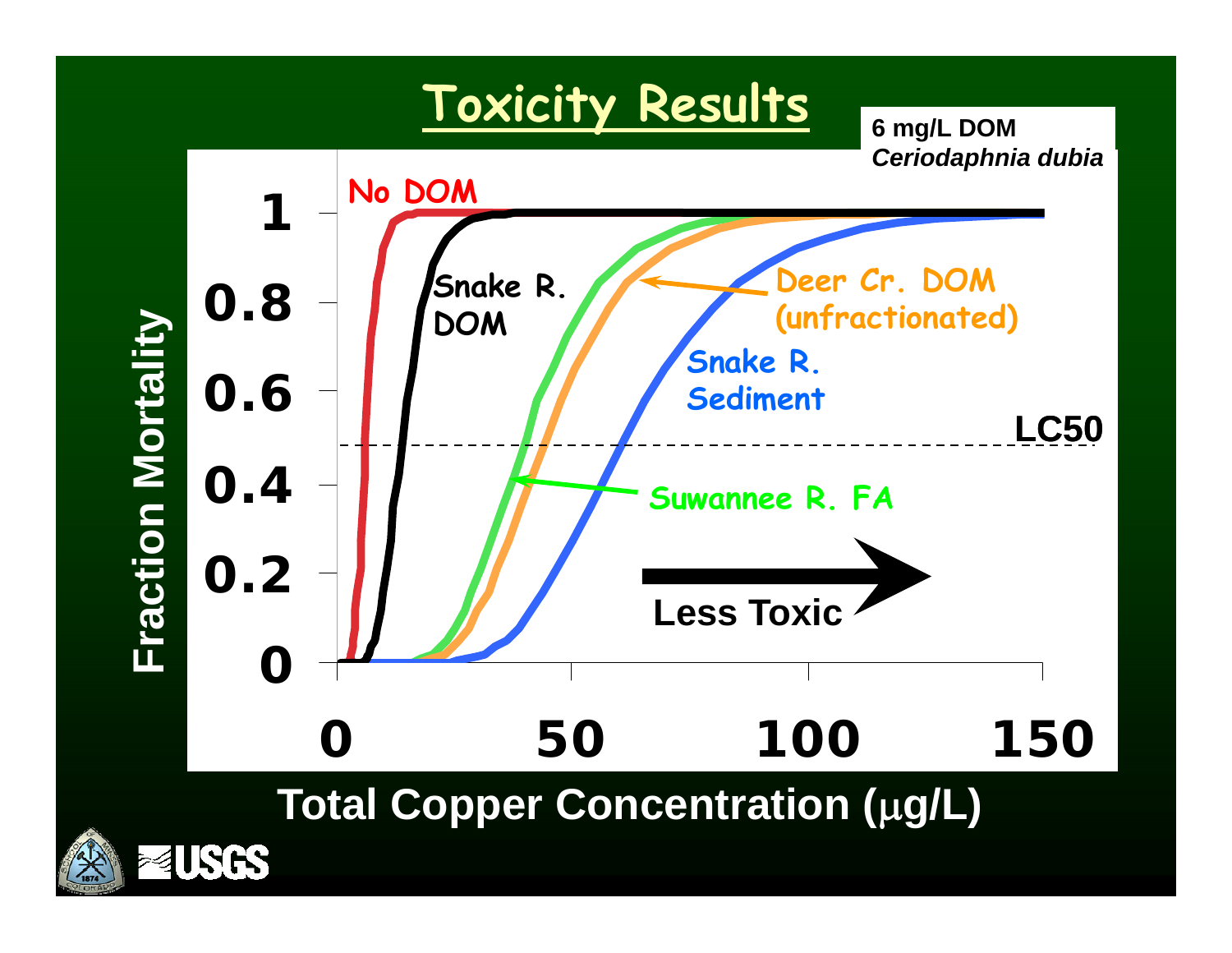# Toxicity Results

**6 mg/L DOM**
***Ceriodaphnia dubia***

Fraction Mortality

1, 0.8, 0.6, 0.4, 0.2, 0

No DOM

Snake R. DOM

Deer Cr. DOM (unfractionated)

Snake R. Sediment

LC50

Suwannee R. FA

Less Toxic

0, 50, 100, 150

**Total Copper Concentration (μg/L)**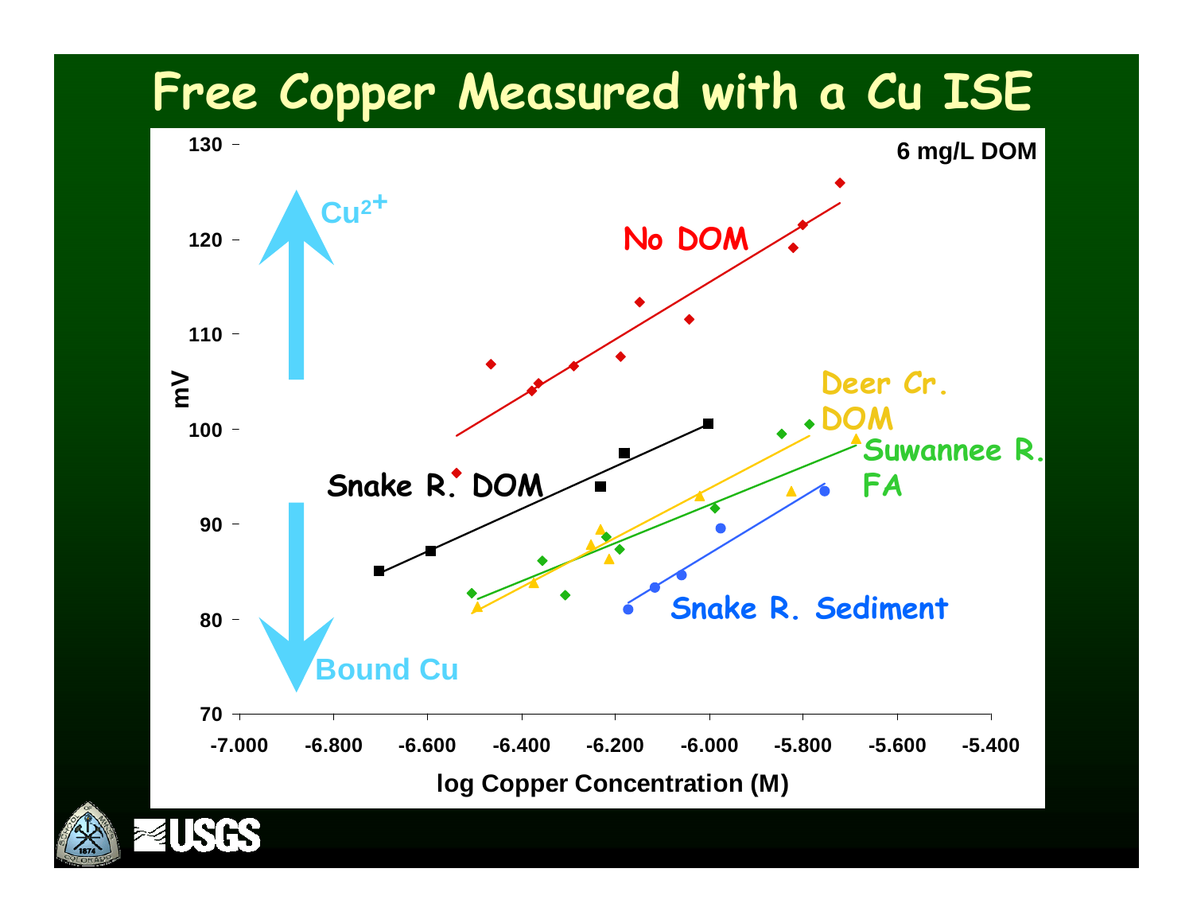# Free Copper Measured with a Cu ISE

6 mg/L DOM

$Cu^{2+}$

Bound Cu

No DOM

Snake R. DOM

Deer Cr. DOM

Suwannee R. FA

Snake R. Sediment

mV

log Copper Concentration (M)

130, 120, 110, 100, 90, 80, 70

-7.000, -6.800, -6.600, -6.400, -6.200, -6.000, -5.800, -5.600, -5.400

USGS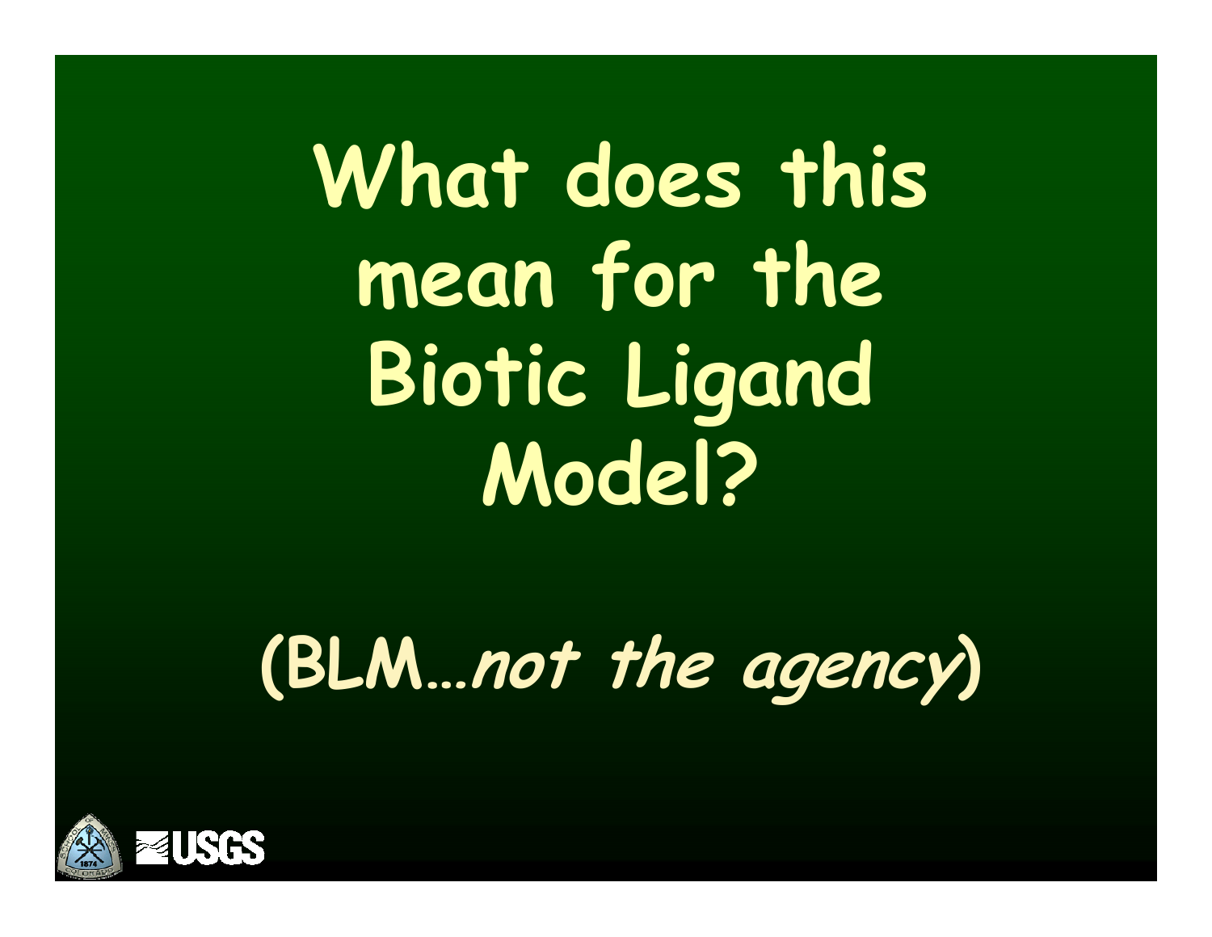# What does this mean for the Biotic Ligand Model?

(BLM…*not the agency*)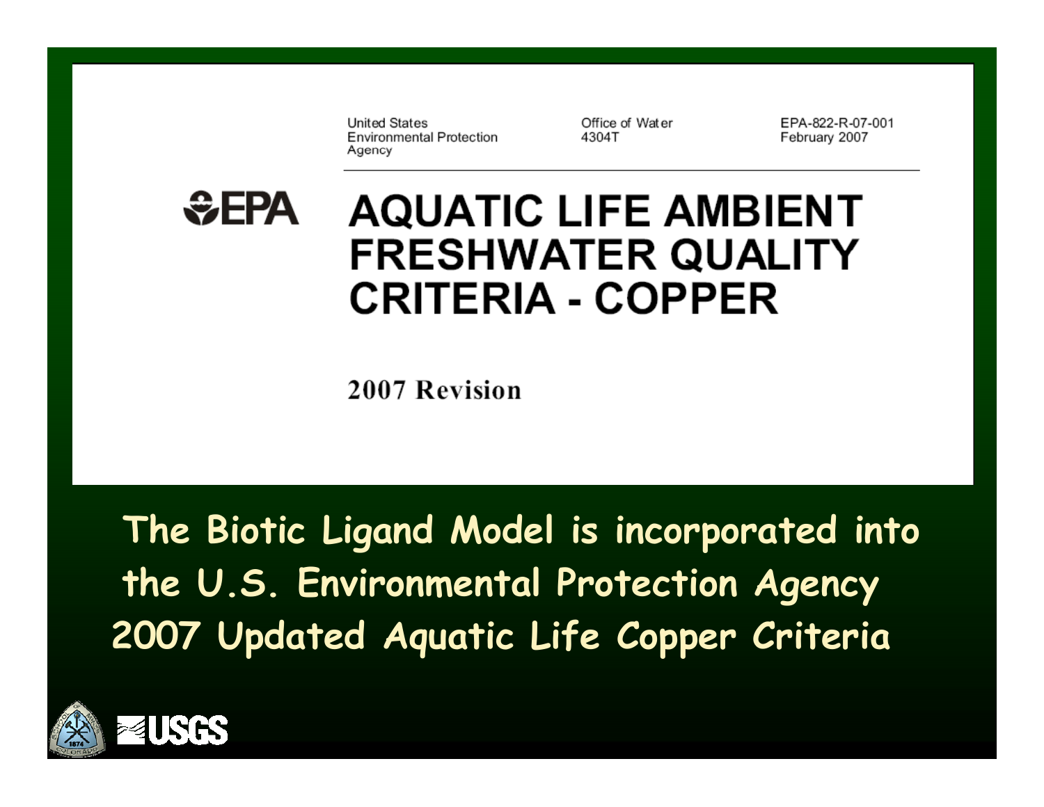United States Environmental Protection Agency | Office of Water 4304T | EPA-822-R-07-001 February 2007

EPA

# AQUATIC LIFE AMBIENT FRESHWATER QUALITY CRITERIA - COPPER

**2007 Revision**

**The Biotic Ligand Model is incorporated into the U.S. Environmental Protection Agency 2007 Updated Aquatic Life Copper Criteria**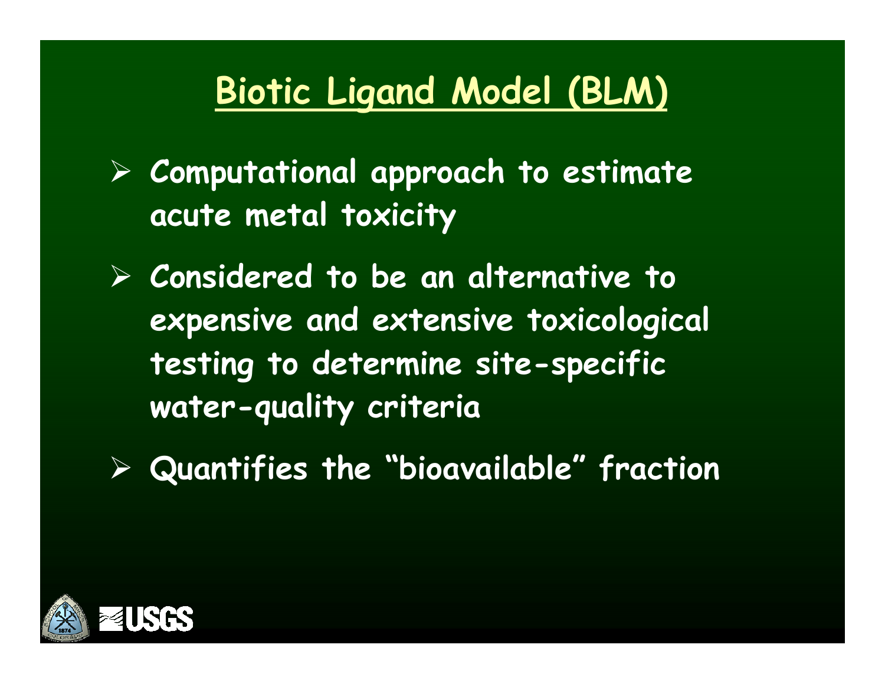# Biotic Ligand Model (BLM)

- Computational approach to estimate acute metal toxicity
- Considered to be an alternative to expensive and extensive toxicological testing to determine site-specific water-quality criteria
- Quantifies the “bioavailable” fraction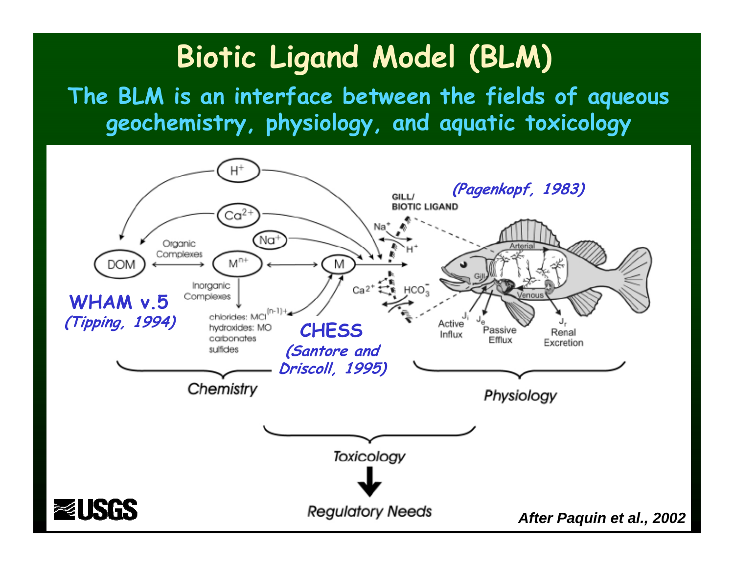# Biotic Ligand Model (BLM)

## The BLM is an interface between the fields of aqueous geochemistry, physiology, and aquatic toxicology

$H^+$

$Ca^{2+}$

$Na^+$

DOM ⟷ Organic Complexes ⟷ $M^{n+}$ ⟷ M

Inorganic Complexes

chlorides: $MCl^{(n-1)+}$
hydroxides: MO
carbonates
sulfides

GILL/
BIOTIC LIGAND

$Na^+$, $H^+$, $Ca^{2+}$, $HCO_3^-$

**(Pagenkopf, 1983)**

Arterial

Gill

Venous

$J_i$ Active Influx

$J_e$ Passive Efflux

$J_r$ Renal Excretion

**WHAM v.5**
***(Tipping, 1994)***

**CHESS**
***(Santore and Driscoll, 1995)***

*Chemistry*

*Physiology*

*Toxicology*

*Regulatory Needs*

USGS

***After Paquin et al., 2002***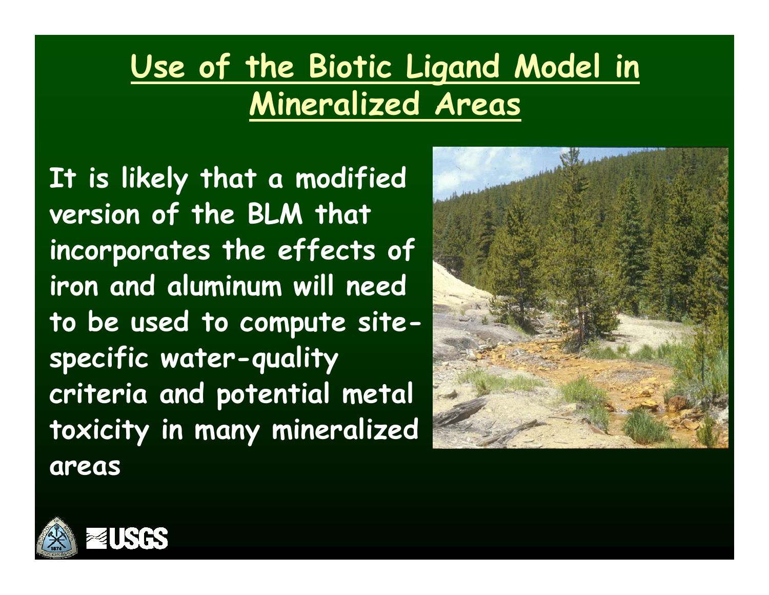# Use of the Biotic Ligand Model in Mineralized Areas

**It is likely that a modified version of the BLM that incorporates the effects of iron and aluminum will need to be used to compute site-specific water-quality criteria and potential metal toxicity in many mineralized areas**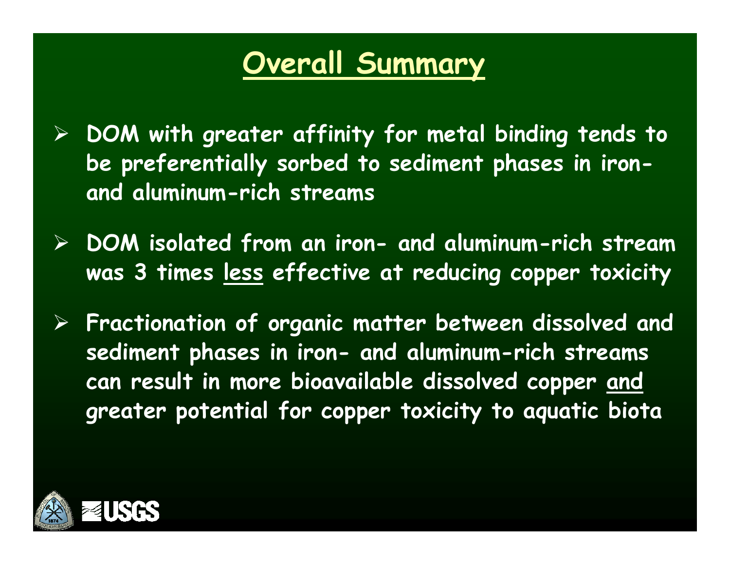# Overall Summary

- **DOM with greater affinity for metal binding tends to be preferentially sorbed to sediment phases in iron- and aluminum-rich streams**

- **DOM isolated from an iron- and aluminum-rich stream was 3 times less effective at reducing copper toxicity**

- **Fractionation of organic matter between dissolved and sediment phases in iron- and aluminum-rich streams can result in more bioavailable dissolved copper and greater potential for copper toxicity to aquatic biota**

USGS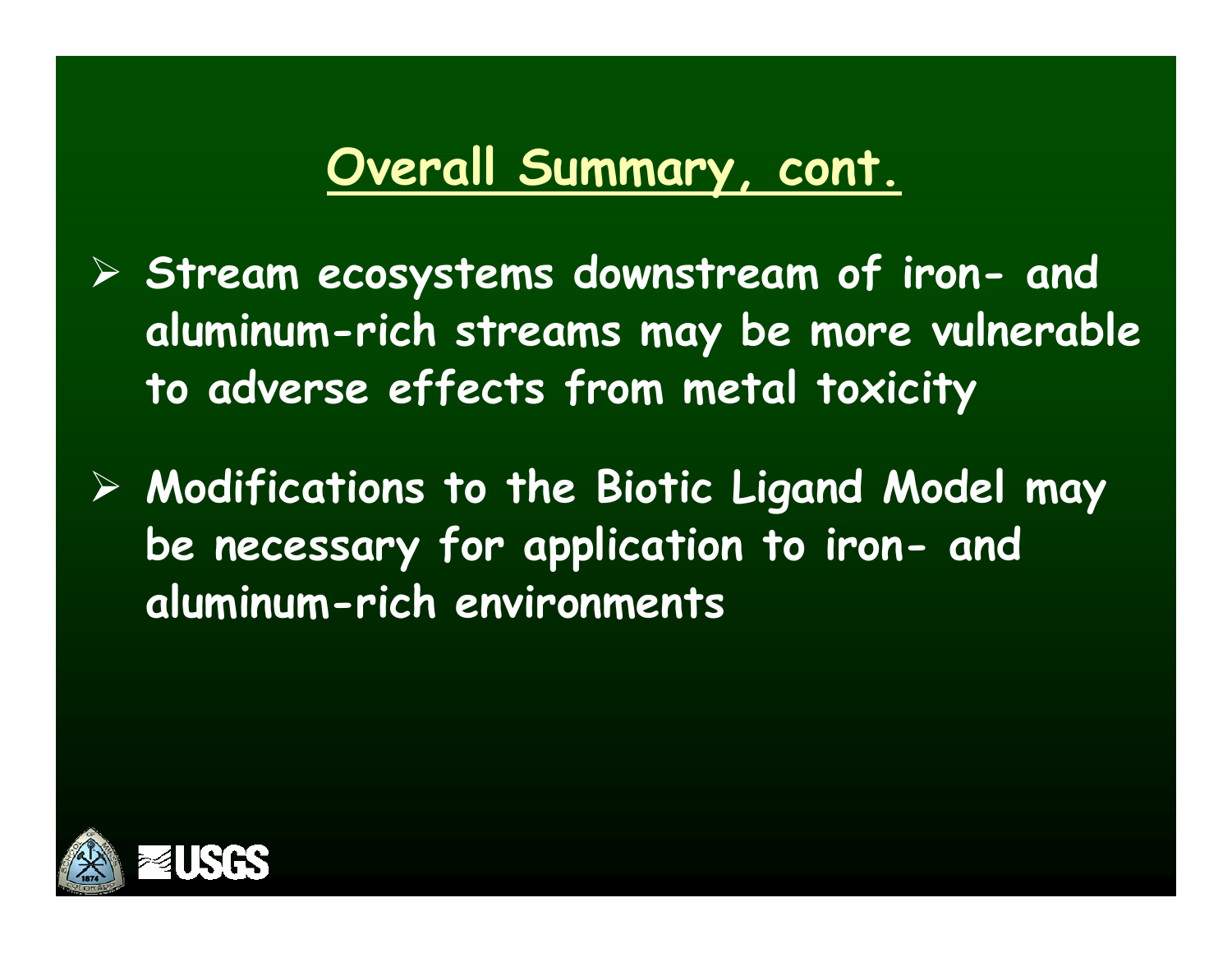# Overall Summary, cont.

- **Stream ecosystems downstream of iron- and aluminum-rich streams may be more vulnerable to adverse effects from metal toxicity**

- **Modifications to the Biotic Ligand Model may be necessary for application to iron- and aluminum-rich environments**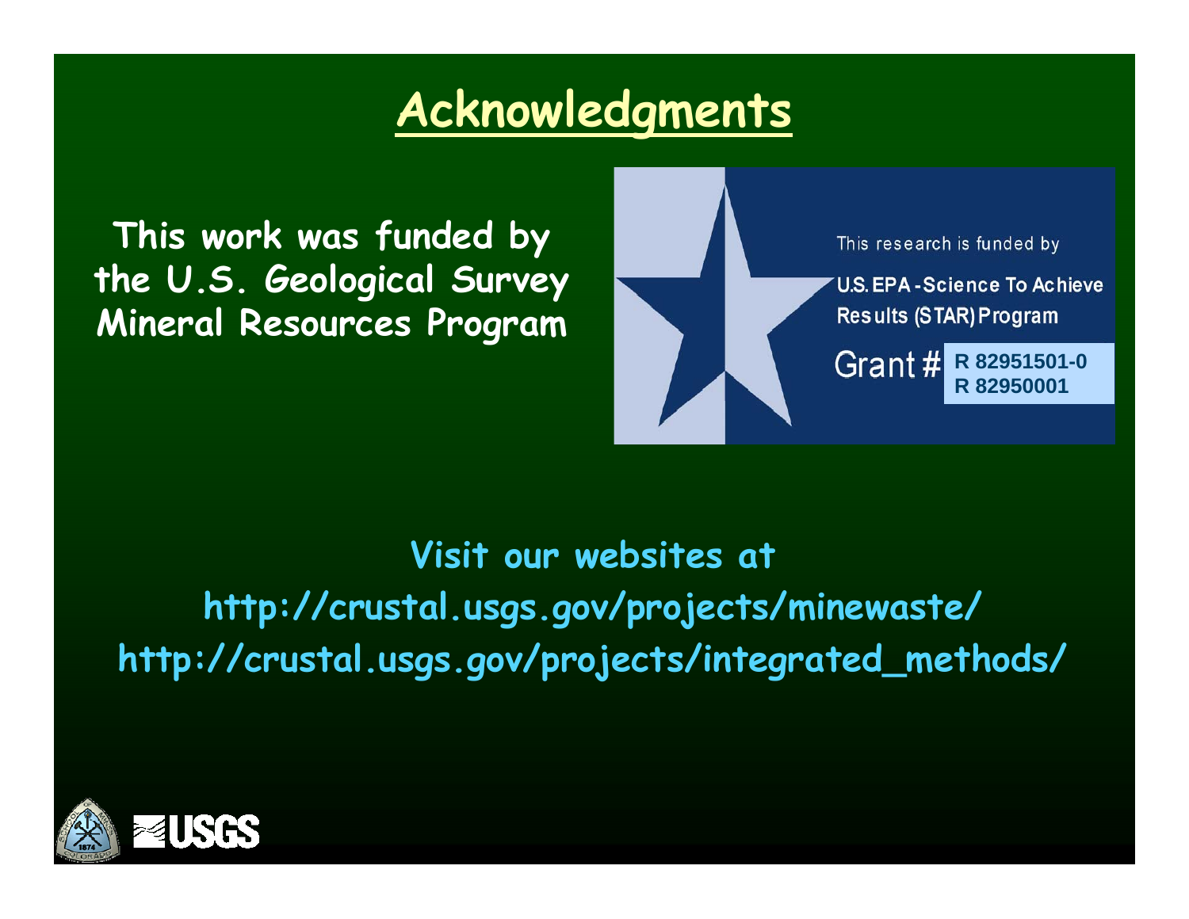# Acknowledgments

This work was funded by the U.S. Geological Survey Mineral Resources Program

This research is funded by

U.S. EPA - Science To Achieve Results (STAR) Program

Grant # R 82951501-0
R 82950001

Visit our websites at

http://crustal.usgs.gov/projects/minewaste/

http://crustal.usgs.gov/projects/integrated_methods/

USGS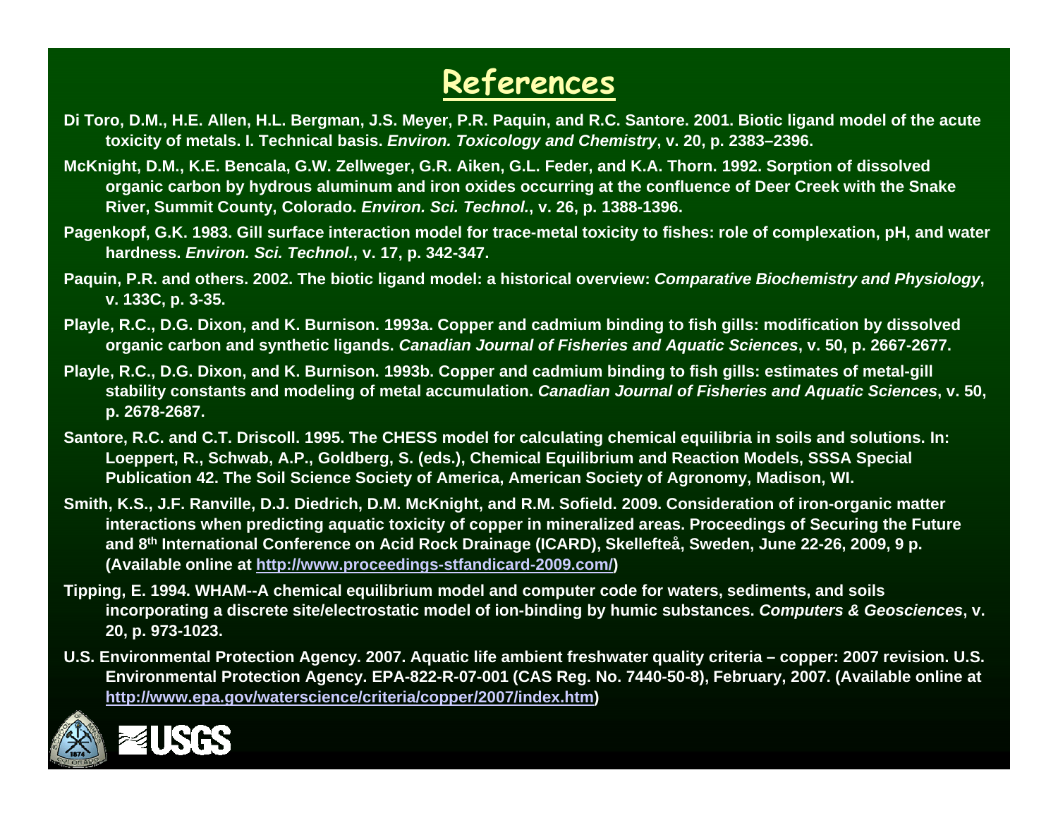# References

Di Toro, D.M., H.E. Allen, H.L. Bergman, J.S. Meyer, P.R. Paquin, and R.C. Santore. 2001. Biotic ligand model of the acute toxicity of metals. I. Technical basis. *Environ. Toxicology and Chemistry*, v. 20, p. 2383–2396.

McKnight, D.M., K.E. Bencala, G.W. Zellweger, G.R. Aiken, G.L. Feder, and K.A. Thorn. 1992. Sorption of dissolved organic carbon by hydrous aluminum and iron oxides occurring at the confluence of Deer Creek with the Snake River, Summit County, Colorado. *Environ. Sci. Technol.*, v. 26, p. 1388-1396.

Pagenkopf, G.K. 1983. Gill surface interaction model for trace-metal toxicity to fishes: role of complexation, pH, and water hardness. *Environ. Sci. Technol.*, v. 17, p. 342-347.

Paquin, P.R. and others. 2002. The biotic ligand model: a historical overview: *Comparative Biochemistry and Physiology*, v. 133C, p. 3-35.

Playle, R.C., D.G. Dixon, and K. Burnison. 1993a. Copper and cadmium binding to fish gills: modification by dissolved organic carbon and synthetic ligands. *Canadian Journal of Fisheries and Aquatic Sciences*, v. 50, p. 2667-2677.

Playle, R.C., D.G. Dixon, and K. Burnison. 1993b. Copper and cadmium binding to fish gills: estimates of metal-gill stability constants and modeling of metal accumulation. *Canadian Journal of Fisheries and Aquatic Sciences*, v. 50, p. 2678-2687.

Santore, R.C. and C.T. Driscoll. 1995. The CHESS model for calculating chemical equilibria in soils and solutions. In: Loeppert, R., Schwab, A.P., Goldberg, S. (eds.), Chemical Equilibrium and Reaction Models, SSSA Special Publication 42. The Soil Science Society of America, American Society of Agronomy, Madison, WI.

Smith, K.S., J.F. Ranville, D.J. Diedrich, D.M. McKnight, and R.M. Sofield. 2009. Consideration of iron-organic matter interactions when predicting aquatic toxicity of copper in mineralized areas. Proceedings of Securing the Future and 8th International Conference on Acid Rock Drainage (ICARD), Skellefteå, Sweden, June 22-26, 2009, 9 p. (Available online at http://www.proceedings-stfandicard-2009.com/)

Tipping, E. 1994. WHAM--A chemical equilibrium model and computer code for waters, sediments, and soils incorporating a discrete site/electrostatic model of ion-binding by humic substances. *Computers & Geosciences*, v. 20, p. 973-1023.

U.S. Environmental Protection Agency. 2007. Aquatic life ambient freshwater quality criteria – copper: 2007 revision. U.S. Environmental Protection Agency. EPA-822-R-07-001 (CAS Reg. No. 7440-50-8), February, 2007. (Available online at http://www.epa.gov/waterscience/criteria/copper/2007/index.htm)